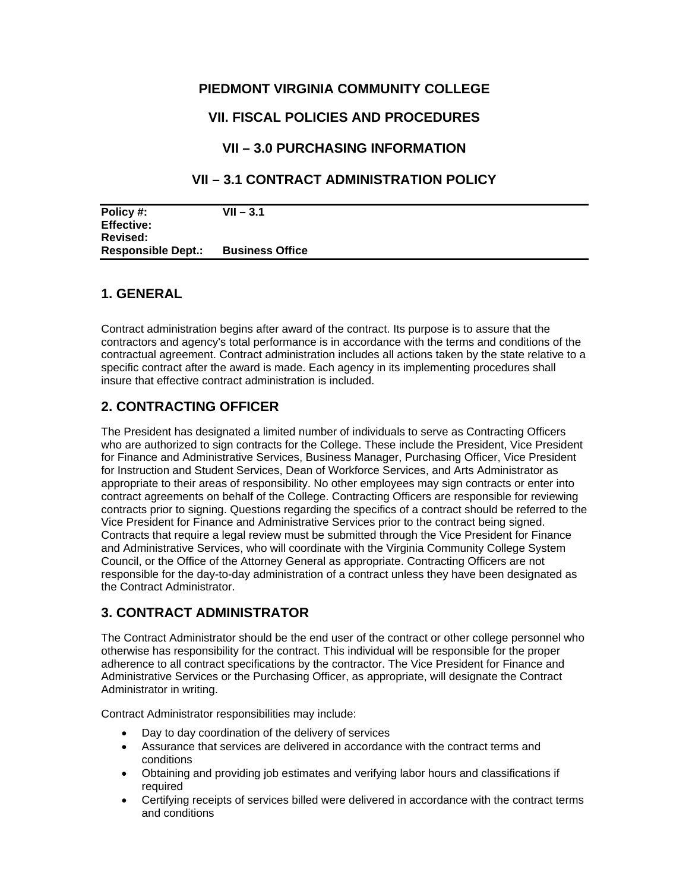# PIEDMONT VIRGINIA COMMUNITY COLLEGE

## VII. FISCAL POLICIES AND PROCEDURES

## VII – 3.0 PURCHASING INFORMATION

## VII – 3.1 CONTRACT ADMINISTRATION POLICY

| | |
|---|---|
| **Policy #:** | **VII – 3.1** |
| **Effective:** | |
| **Revised:** | |
| **Responsible Dept.:** | **Business Office** |

## 1. GENERAL

Contract administration begins after award of the contract. Its purpose is to assure that the contractors and agency's total performance is in accordance with the terms and conditions of the contractual agreement. Contract administration includes all actions taken by the state relative to a specific contract after the award is made. Each agency in its implementing procedures shall insure that effective contract administration is included.

## 2. CONTRACTING OFFICER

The President has designated a limited number of individuals to serve as Contracting Officers who are authorized to sign contracts for the College. These include the President, Vice President for Finance and Administrative Services, Business Manager, Purchasing Officer, Vice President for Instruction and Student Services, Dean of Workforce Services, and Arts Administrator as appropriate to their areas of responsibility. No other employees may sign contracts or enter into contract agreements on behalf of the College. Contracting Officers are responsible for reviewing contracts prior to signing. Questions regarding the specifics of a contract should be referred to the Vice President for Finance and Administrative Services prior to the contract being signed. Contracts that require a legal review must be submitted through the Vice President for Finance and Administrative Services, who will coordinate with the Virginia Community College System Council, or the Office of the Attorney General as appropriate. Contracting Officers are not responsible for the day-to-day administration of a contract unless they have been designated as the Contract Administrator.

## 3. CONTRACT ADMINISTRATOR

The Contract Administrator should be the end user of the contract or other college personnel who otherwise has responsibility for the contract. This individual will be responsible for the proper adherence to all contract specifications by the contractor. The Vice President for Finance and Administrative Services or the Purchasing Officer, as appropriate, will designate the Contract Administrator in writing.

Contract Administrator responsibilities may include:

- Day to day coordination of the delivery of services
- Assurance that services are delivered in accordance with the contract terms and conditions
- Obtaining and providing job estimates and verifying labor hours and classifications if required
- Certifying receipts of services billed were delivered in accordance with the contract terms and conditions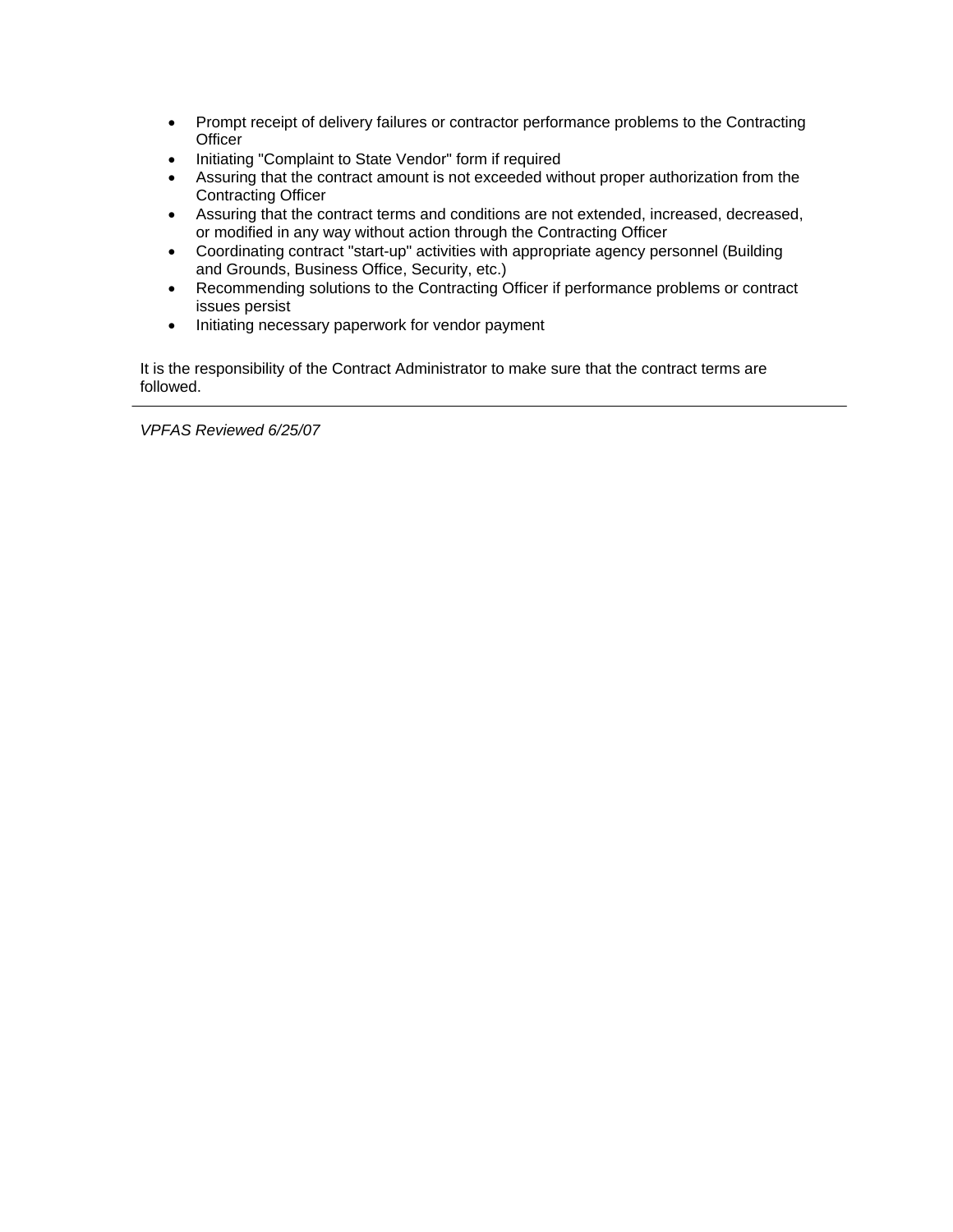- Prompt receipt of delivery failures or contractor performance problems to the Contracting Officer
- Initiating "Complaint to State Vendor" form if required
- Assuring that the contract amount is not exceeded without proper authorization from the Contracting Officer
- Assuring that the contract terms and conditions are not extended, increased, decreased, or modified in any way without action through the Contracting Officer
- Coordinating contract "start-up" activities with appropriate agency personnel (Building and Grounds, Business Office, Security, etc.)
- Recommending solutions to the Contracting Officer if performance problems or contract issues persist
- Initiating necessary paperwork for vendor payment

It is the responsibility of the Contract Administrator to make sure that the contract terms are followed.

---

*VPFAS Reviewed 6/25/07*